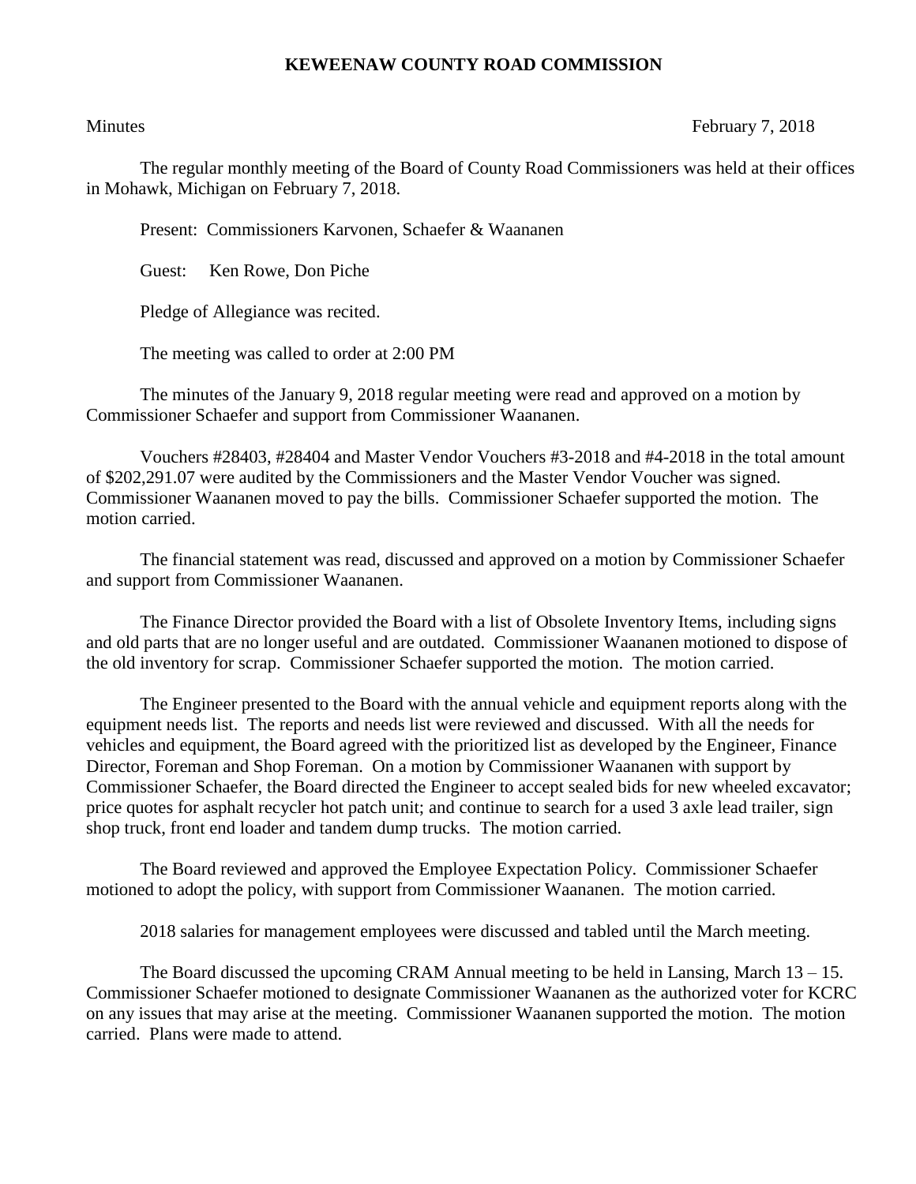# KEWEENAW COUNTY ROAD COMMISSION

Minutes February 7, 2018

The regular monthly meeting of the Board of County Road Commissioners was held at their offices in Mohawk, Michigan on February 7, 2018.

Present: Commissioners Karvonen, Schaefer & Waananen

Guest: Ken Rowe, Don Piche

Pledge of Allegiance was recited.

The meeting was called to order at 2:00 PM

The minutes of the January 9, 2018 regular meeting were read and approved on a motion by Commissioner Schaefer and support from Commissioner Waananen.

Vouchers #28403, #28404 and Master Vendor Vouchers #3-2018 and #4-2018 in the total amount of $202,291.07 were audited by the Commissioners and the Master Vendor Voucher was signed. Commissioner Waananen moved to pay the bills. Commissioner Schaefer supported the motion. The motion carried.

The financial statement was read, discussed and approved on a motion by Commissioner Schaefer and support from Commissioner Waananen.

The Finance Director provided the Board with a list of Obsolete Inventory Items, including signs and old parts that are no longer useful and are outdated. Commissioner Waananen motioned to dispose of the old inventory for scrap. Commissioner Schaefer supported the motion. The motion carried.

The Engineer presented to the Board with the annual vehicle and equipment reports along with the equipment needs list. The reports and needs list were reviewed and discussed. With all the needs for vehicles and equipment, the Board agreed with the prioritized list as developed by the Engineer, Finance Director, Foreman and Shop Foreman. On a motion by Commissioner Waananen with support by Commissioner Schaefer, the Board directed the Engineer to accept sealed bids for new wheeled excavator; price quotes for asphalt recycler hot patch unit; and continue to search for a used 3 axle lead trailer, sign shop truck, front end loader and tandem dump trucks. The motion carried.

The Board reviewed and approved the Employee Expectation Policy. Commissioner Schaefer motioned to adopt the policy, with support from Commissioner Waananen. The motion carried.

2018 salaries for management employees were discussed and tabled until the March meeting.

The Board discussed the upcoming CRAM Annual meeting to be held in Lansing, March 13 – 15. Commissioner Schaefer motioned to designate Commissioner Waananen as the authorized voter for KCRC on any issues that may arise at the meeting. Commissioner Waananen supported the motion. The motion carried. Plans were made to attend.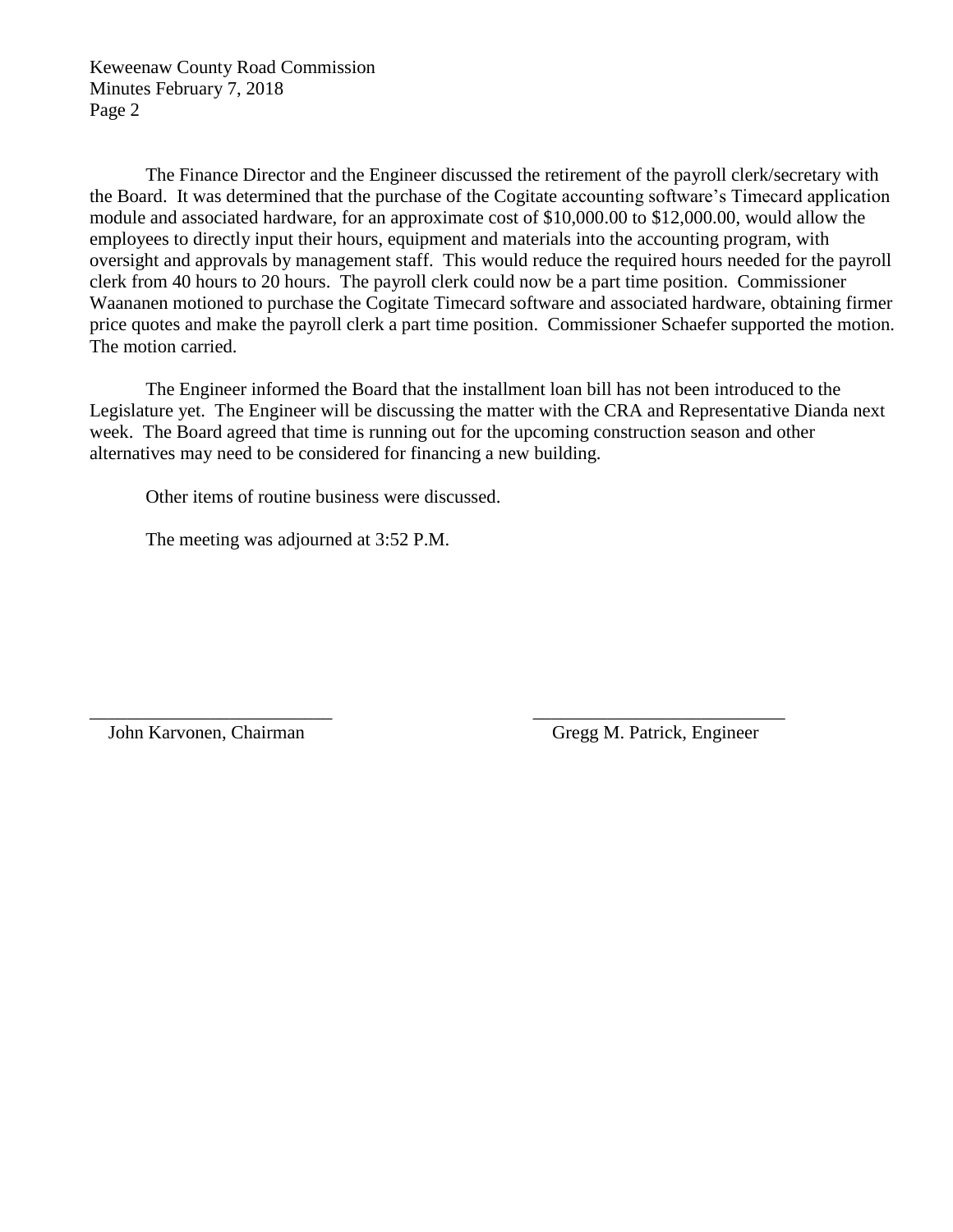The Finance Director and the Engineer discussed the retirement of the payroll clerk/secretary with the Board. It was determined that the purchase of the Cogitate accounting software's Timecard application module and associated hardware, for an approximate cost of $10,000.00 to $12,000.00, would allow the employees to directly input their hours, equipment and materials into the accounting program, with oversight and approvals by management staff. This would reduce the required hours needed for the payroll clerk from 40 hours to 20 hours. The payroll clerk could now be a part time position. Commissioner Waananen motioned to purchase the Cogitate Timecard software and associated hardware, obtaining firmer price quotes and make the payroll clerk a part time position. Commissioner Schaefer supported the motion. The motion carried.

The Engineer informed the Board that the installment loan bill has not been introduced to the Legislature yet. The Engineer will be discussing the matter with the CRA and Representative Dianda next week. The Board agreed that time is running out for the upcoming construction season and other alternatives may need to be considered for financing a new building.

Other items of routine business were discussed.

The meeting was adjourned at 3:52 P.M.

\_\_\_\_\_\_\_\_\_\_\_\_\_\_\_\_\_\_\_\_\_\_\_\_\_\_
John Karvonen, Chairman

\_\_\_\_\_\_\_\_\_\_\_\_\_\_\_\_\_\_\_\_\_\_\_\_\_\_
Gregg M. Patrick, Engineer